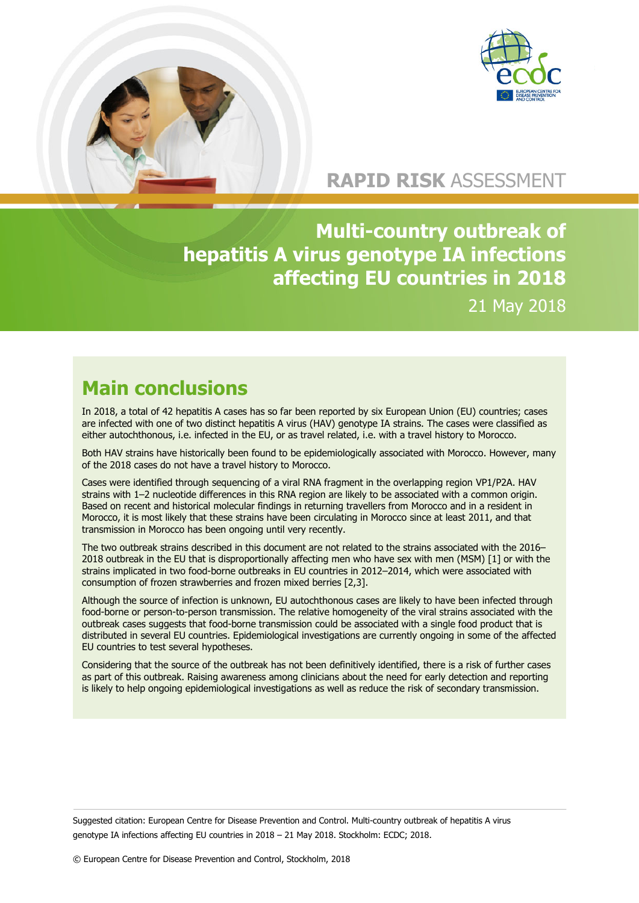RAPID RISK ASSESSMENT

# Multi-country outbreak of hepatitis A virus genotype IA infections affecting EU countries in 2018

21 May 2018

## Main conclusions

In 2018, a total of 42 hepatitis A cases has so far been reported by six European Union (EU) countries; cases are infected with one of two distinct hepatitis A virus (HAV) genotype IA strains. The cases were classified as either autochthonous, i.e. infected in the EU, or as travel related, i.e. with a travel history to Morocco.

Both HAV strains have historically been found to be epidemiologically associated with Morocco. However, many of the 2018 cases do not have a travel history to Morocco.

Cases were identified through sequencing of a viral RNA fragment in the overlapping region VP1/P2A. HAV strains with 1–2 nucleotide differences in this RNA region are likely to be associated with a common origin. Based on recent and historical molecular findings in returning travellers from Morocco and in a resident in Morocco, it is most likely that these strains have been circulating in Morocco since at least 2011, and that transmission in Morocco has been ongoing until very recently.

The two outbreak strains described in this document are not related to the strains associated with the 2016–2018 outbreak in the EU that is disproportionally affecting men who have sex with men (MSM) [1] or with the strains implicated in two food-borne outbreaks in EU countries in 2012–2014, which were associated with consumption of frozen strawberries and frozen mixed berries [2,3].

Although the source of infection is unknown, EU autochthonous cases are likely to have been infected through food-borne or person-to-person transmission. The relative homogeneity of the viral strains associated with the outbreak cases suggests that food-borne transmission could be associated with a single food product that is distributed in several EU countries. Epidemiological investigations are currently ongoing in some of the affected EU countries to test several hypotheses.

Considering that the source of the outbreak has not been definitively identified, there is a risk of further cases as part of this outbreak. Raising awareness among clinicians about the need for early detection and reporting is likely to help ongoing epidemiological investigations as well as reduce the risk of secondary transmission.

Suggested citation: European Centre for Disease Prevention and Control. Multi-country outbreak of hepatitis A virus genotype IA infections affecting EU countries in 2018 – 21 May 2018. Stockholm: ECDC; 2018.

© European Centre for Disease Prevention and Control, Stockholm, 2018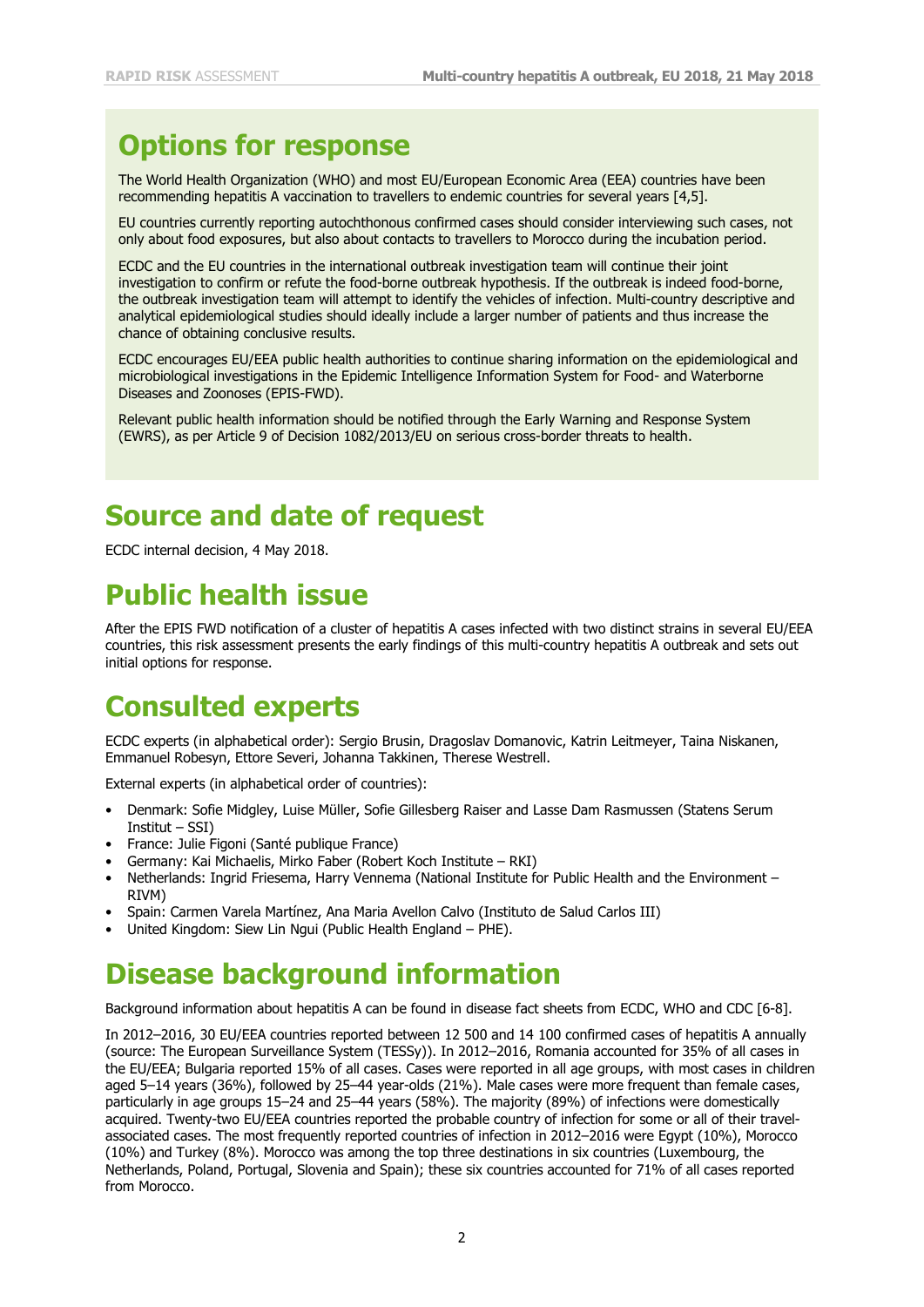## Options for response

The World Health Organization (WHO) and most EU/European Economic Area (EEA) countries have been recommending hepatitis A vaccination to travellers to endemic countries for several years [4,5].

EU countries currently reporting autochthonous confirmed cases should consider interviewing such cases, not only about food exposures, but also about contacts to travellers to Morocco during the incubation period.

ECDC and the EU countries in the international outbreak investigation team will continue their joint investigation to confirm or refute the food-borne outbreak hypothesis. If the outbreak is indeed food-borne, the outbreak investigation team will attempt to identify the vehicles of infection. Multi-country descriptive and analytical epidemiological studies should ideally include a larger number of patients and thus increase the chance of obtaining conclusive results.

ECDC encourages EU/EEA public health authorities to continue sharing information on the epidemiological and microbiological investigations in the Epidemic Intelligence Information System for Food- and Waterborne Diseases and Zoonoses (EPIS-FWD).

Relevant public health information should be notified through the Early Warning and Response System (EWRS), as per Article 9 of Decision 1082/2013/EU on serious cross-border threats to health.

# Source and date of request

ECDC internal decision, 4 May 2018.

# Public health issue

After the EPIS FWD notification of a cluster of hepatitis A cases infected with two distinct strains in several EU/EEA countries, this risk assessment presents the early findings of this multi-country hepatitis A outbreak and sets out initial options for response.

# Consulted experts

ECDC experts (in alphabetical order): Sergio Brusin, Dragoslav Domanovic, Katrin Leitmeyer, Taina Niskanen, Emmanuel Robesyn, Ettore Severi, Johanna Takkinen, Therese Westrell.

External experts (in alphabetical order of countries):

- Denmark: Sofie Midgley, Luise Müller, Sofie Gillesberg Raiser and Lasse Dam Rasmussen (Statens Serum Institut – SSI)
- France: Julie Figoni (Santé publique France)
- Germany: Kai Michaelis, Mirko Faber (Robert Koch Institute – RKI)
- Netherlands: Ingrid Friesema, Harry Vennema (National Institute for Public Health and the Environment – RIVM)
- Spain: Carmen Varela Martínez, Ana Maria Avellon Calvo (Instituto de Salud Carlos III)
- United Kingdom: Siew Lin Ngui (Public Health England – PHE).

# Disease background information

Background information about hepatitis A can be found in disease fact sheets from ECDC, WHO and CDC [6-8].

In 2012–2016, 30 EU/EEA countries reported between 12 500 and 14 100 confirmed cases of hepatitis A annually (source: The European Surveillance System (TESSy)). In 2012–2016, Romania accounted for 35% of all cases in the EU/EEA; Bulgaria reported 15% of all cases. Cases were reported in all age groups, with most cases in children aged 5–14 years (36%), followed by 25–44 year-olds (21%). Male cases were more frequent than female cases, particularly in age groups 15–24 and 25–44 years (58%). The majority (89%) of infections were domestically acquired. Twenty-two EU/EEA countries reported the probable country of infection for some or all of their travel-associated cases. The most frequently reported countries of infection in 2012–2016 were Egypt (10%), Morocco (10%) and Turkey (8%). Morocco was among the top three destinations in six countries (Luxembourg, the Netherlands, Poland, Portugal, Slovenia and Spain); these six countries accounted for 71% of all cases reported from Morocco.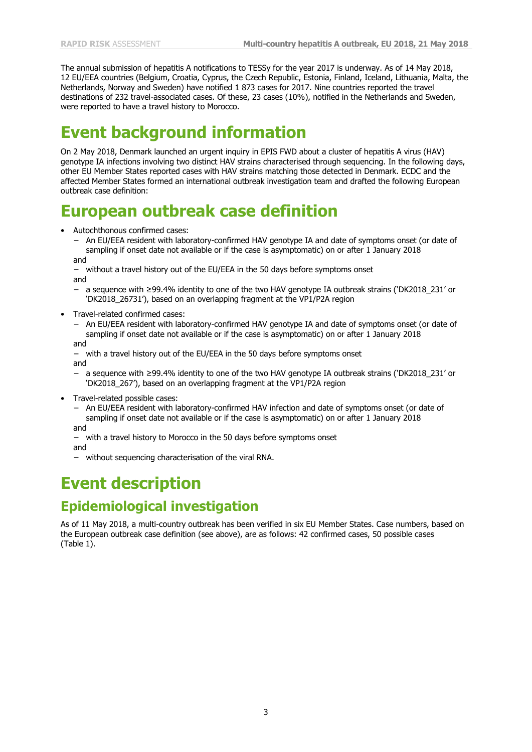The annual submission of hepatitis A notifications to TESSy for the year 2017 is underway. As of 14 May 2018, 12 EU/EEA countries (Belgium, Croatia, Cyprus, the Czech Republic, Estonia, Finland, Iceland, Lithuania, Malta, the Netherlands, Norway and Sweden) have notified 1 873 cases for 2017. Nine countries reported the travel destinations of 232 travel-associated cases. Of these, 23 cases (10%), notified in the Netherlands and Sweden, were reported to have a travel history to Morocco.

# Event background information

On 2 May 2018, Denmark launched an urgent inquiry in EPIS FWD about a cluster of hepatitis A virus (HAV) genotype IA infections involving two distinct HAV strains characterised through sequencing. In the following days, other EU Member States reported cases with HAV strains matching those detected in Denmark. ECDC and the affected Member States formed an international outbreak investigation team and drafted the following European outbreak case definition:

# European outbreak case definition

- Autochthonous confirmed cases:
  - An EU/EEA resident with laboratory-confirmed HAV genotype IA and date of symptoms onset (or date of sampling if onset date not available or if the case is asymptomatic) on or after 1 January 2018

  and

  - without a travel history out of the EU/EEA in the 50 days before symptoms onset

  and

  - a sequence with ≥99.4% identity to one of the two HAV genotype IA outbreak strains ('DK2018_231' or 'DK2018_26731'), based on an overlapping fragment at the VP1/P2A region
- Travel-related confirmed cases:
  - An EU/EEA resident with laboratory-confirmed HAV genotype IA and date of symptoms onset (or date of sampling if onset date not available or if the case is asymptomatic) on or after 1 January 2018

  and

  - with a travel history out of the EU/EEA in the 50 days before symptoms onset

  and

  - a sequence with ≥99.4% identity to one of the two HAV genotype IA outbreak strains ('DK2018_231' or 'DK2018_267'), based on an overlapping fragment at the VP1/P2A region
- Travel-related possible cases:
  - An EU/EEA resident with laboratory-confirmed HAV infection and date of symptoms onset (or date of sampling if onset date not available or if the case is asymptomatic) on or after 1 January 2018

  and

  - with a travel history to Morocco in the 50 days before symptoms onset

  and

  - without sequencing characterisation of the viral RNA.

# Event description

## Epidemiological investigation

As of 11 May 2018, a multi-country outbreak has been verified in six EU Member States. Case numbers, based on the European outbreak case definition (see above), are as follows: 42 confirmed cases, 50 possible cases (Table 1).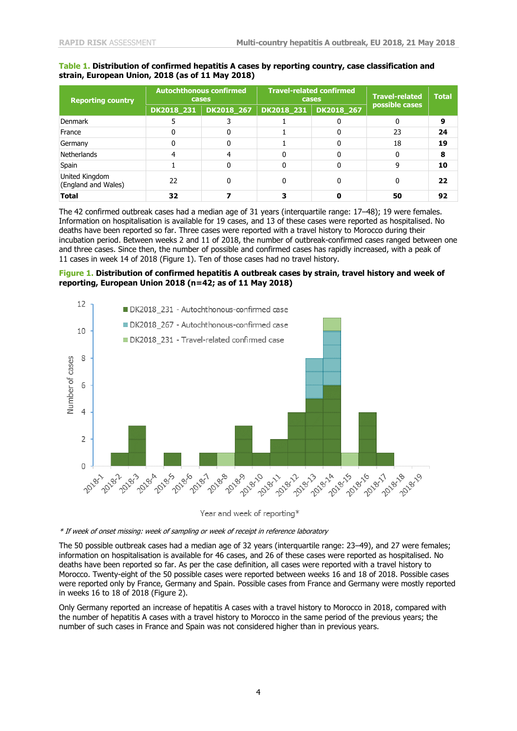**Table 1. Distribution of confirmed hepatitis A cases by reporting country, case classification and strain, European Union, 2018 (as of 11 May 2018)**

| Reporting country | Autochthonous confirmed cases | | Travel-related confirmed cases | | Travel-related possible cases | Total |
|---|---|---|---|---|---|---|
| | DK2018_231 | DK2018_267 | DK2018_231 | DK2018_267 | | |
| Denmark | 5 | 3 | 1 | 0 | 0 | **9** |
| France | 0 | 0 | 1 | 0 | 23 | **24** |
| Germany | 0 | 0 | 1 | 0 | 18 | **19** |
| Netherlands | 4 | 4 | 0 | 0 | 0 | **8** |
| Spain | 1 | 0 | 0 | 0 | 9 | **10** |
| United Kingdom (England and Wales) | 22 | 0 | 0 | 0 | 0 | **22** |
| **Total** | **32** | **7** | **3** | **0** | **50** | **92** |

The 42 confirmed outbreak cases had a median age of 31 years (interquartile range: 17–48); 19 were females. Information on hospitalisation is available for 19 cases, and 13 of these cases were reported as hospitalised. No deaths have been reported so far. Three cases were reported with a travel history to Morocco during their incubation period. Between weeks 2 and 11 of 2018, the number of outbreak-confirmed cases ranged between one and three cases. Since then, the number of possible and confirmed cases has rapidly increased, with a peak of 11 cases in week 14 of 2018 (Figure 1). Ten of those cases had no travel history.

**Figure 1. Distribution of confirmed hepatitis A outbreak cases by strain, travel history and week of reporting, European Union 2018 (n=42; as of 11 May 2018)**

*\* If week of onset missing: week of sampling or week of receipt in reference laboratory*

The 50 possible outbreak cases had a median age of 32 years (interquartile range: 23–49), and 27 were females; information on hospitalisation is available for 46 cases, and 26 of these cases were reported as hospitalised. No deaths have been reported so far. As per the case definition, all cases were reported with a travel history to Morocco. Twenty-eight of the 50 possible cases were reported between weeks 16 and 18 of 2018. Possible cases were reported only by France, Germany and Spain. Possible cases from France and Germany were mostly reported in weeks 16 to 18 of 2018 (Figure 2).

Only Germany reported an increase of hepatitis A cases with a travel history to Morocco in 2018, compared with the number of hepatitis A cases with a travel history to Morocco in the same period of the previous years; the number of such cases in France and Spain was not considered higher than in previous years.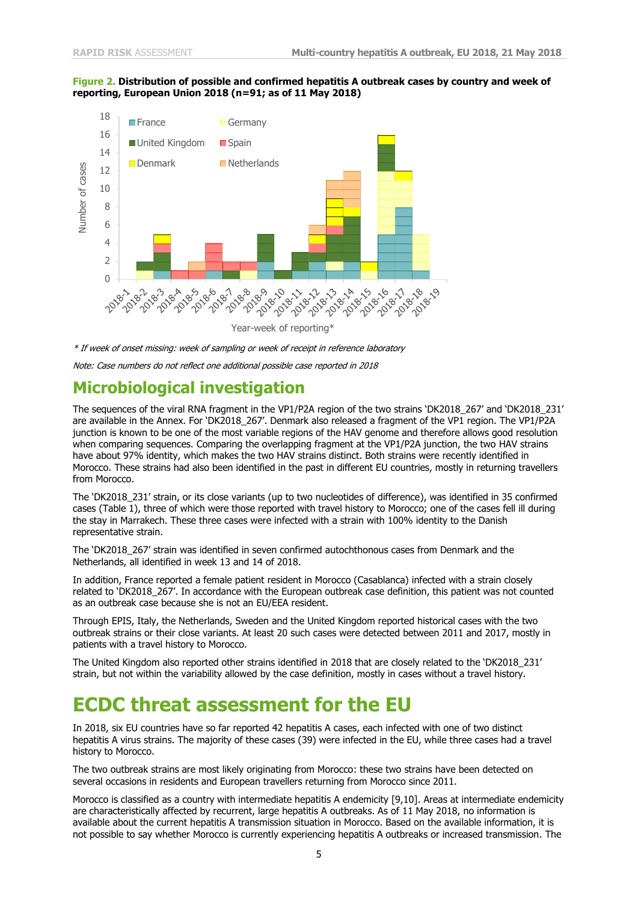**Figure 2. Distribution of possible and confirmed hepatitis A outbreak cases by country and week of reporting, European Union 2018 (n=91; as of 11 May 2018)**

*\* If week of onset missing: week of sampling or week of receipt in reference laboratory*

*Note: Case numbers do not reflect one additional possible case reported in 2018*

## Microbiological investigation

The sequences of the viral RNA fragment in the VP1/P2A region of the two strains 'DK2018_267' and 'DK2018_231' are available in the Annex. For 'DK2018_267'. Denmark also released a fragment of the VP1 region. The VP1/P2A junction is known to be one of the most variable regions of the HAV genome and therefore allows good resolution when comparing sequences. Comparing the overlapping fragment at the VP1/P2A junction, the two HAV strains have about 97% identity, which makes the two HAV strains distinct. Both strains were recently identified in Morocco. These strains had also been identified in the past in different EU countries, mostly in returning travellers from Morocco.

The 'DK2018_231' strain, or its close variants (up to two nucleotides of difference), was identified in 35 confirmed cases (Table 1), three of which were those reported with travel history to Morocco; one of the cases fell ill during the stay in Marrakech. These three cases were infected with a strain with 100% identity to the Danish representative strain.

The 'DK2018_267' strain was identified in seven confirmed autochthonous cases from Denmark and the Netherlands, all identified in week 13 and 14 of 2018.

In addition, France reported a female patient resident in Morocco (Casablanca) infected with a strain closely related to 'DK2018_267'. In accordance with the European outbreak case definition, this patient was not counted as an outbreak case because she is not an EU/EEA resident.

Through EPIS, Italy, the Netherlands, Sweden and the United Kingdom reported historical cases with the two outbreak strains or their close variants. At least 20 such cases were detected between 2011 and 2017, mostly in patients with a travel history to Morocco.

The United Kingdom also reported other strains identified in 2018 that are closely related to the 'DK2018_231' strain, but not within the variability allowed by the case definition, mostly in cases without a travel history.

# ECDC threat assessment for the EU

In 2018, six EU countries have so far reported 42 hepatitis A cases, each infected with one of two distinct hepatitis A virus strains. The majority of these cases (39) were infected in the EU, while three cases had a travel history to Morocco.

The two outbreak strains are most likely originating from Morocco: these two strains have been detected on several occasions in residents and European travellers returning from Morocco since 2011.

Morocco is classified as a country with intermediate hepatitis A endemicity [9,10]. Areas at intermediate endemicity are characteristically affected by recurrent, large hepatitis A outbreaks. As of 11 May 2018, no information is available about the current hepatitis A transmission situation in Morocco. Based on the available information, it is not possible to say whether Morocco is currently experiencing hepatitis A outbreaks or increased transmission. The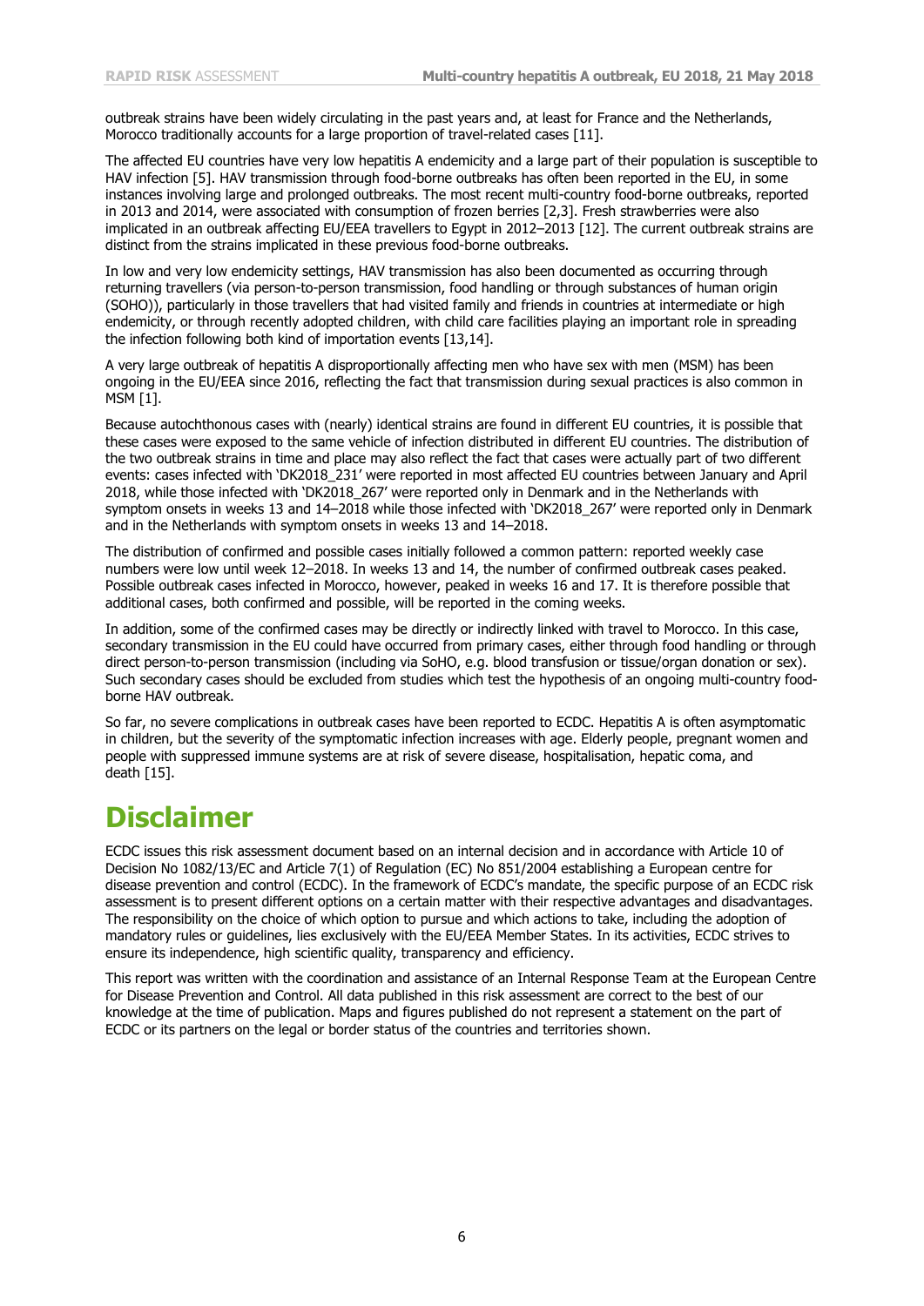outbreak strains have been widely circulating in the past years and, at least for France and the Netherlands, Morocco traditionally accounts for a large proportion of travel-related cases [11].

The affected EU countries have very low hepatitis A endemicity and a large part of their population is susceptible to HAV infection [5]. HAV transmission through food-borne outbreaks has often been reported in the EU, in some instances involving large and prolonged outbreaks. The most recent multi-country food-borne outbreaks, reported in 2013 and 2014, were associated with consumption of frozen berries [2,3]. Fresh strawberries were also implicated in an outbreak affecting EU/EEA travellers to Egypt in 2012–2013 [12]. The current outbreak strains are distinct from the strains implicated in these previous food-borne outbreaks.

In low and very low endemicity settings, HAV transmission has also been documented as occurring through returning travellers (via person-to-person transmission, food handling or through substances of human origin (SOHO)), particularly in those travellers that had visited family and friends in countries at intermediate or high endemicity, or through recently adopted children, with child care facilities playing an important role in spreading the infection following both kind of importation events [13,14].

A very large outbreak of hepatitis A disproportionally affecting men who have sex with men (MSM) has been ongoing in the EU/EEA since 2016, reflecting the fact that transmission during sexual practices is also common in MSM [1].

Because autochthonous cases with (nearly) identical strains are found in different EU countries, it is possible that these cases were exposed to the same vehicle of infection distributed in different EU countries. The distribution of the two outbreak strains in time and place may also reflect the fact that cases were actually part of two different events: cases infected with 'DK2018_231' were reported in most affected EU countries between January and April 2018, while those infected with 'DK2018_267' were reported only in Denmark and in the Netherlands with symptom onsets in weeks 13 and 14–2018 while those infected with 'DK2018_267' were reported only in Denmark and in the Netherlands with symptom onsets in weeks 13 and 14–2018.

The distribution of confirmed and possible cases initially followed a common pattern: reported weekly case numbers were low until week 12–2018. In weeks 13 and 14, the number of confirmed outbreak cases peaked. Possible outbreak cases infected in Morocco, however, peaked in weeks 16 and 17. It is therefore possible that additional cases, both confirmed and possible, will be reported in the coming weeks.

In addition, some of the confirmed cases may be directly or indirectly linked with travel to Morocco. In this case, secondary transmission in the EU could have occurred from primary cases, either through food handling or through direct person-to-person transmission (including via SoHO, e.g. blood transfusion or tissue/organ donation or sex). Such secondary cases should be excluded from studies which test the hypothesis of an ongoing multi-country food-borne HAV outbreak.

So far, no severe complications in outbreak cases have been reported to ECDC. Hepatitis A is often asymptomatic in children, but the severity of the symptomatic infection increases with age. Elderly people, pregnant women and people with suppressed immune systems are at risk of severe disease, hospitalisation, hepatic coma, and death [15].

# Disclaimer

ECDC issues this risk assessment document based on an internal decision and in accordance with Article 10 of Decision No 1082/13/EC and Article 7(1) of Regulation (EC) No 851/2004 establishing a European centre for disease prevention and control (ECDC). In the framework of ECDC's mandate, the specific purpose of an ECDC risk assessment is to present different options on a certain matter with their respective advantages and disadvantages. The responsibility on the choice of which option to pursue and which actions to take, including the adoption of mandatory rules or guidelines, lies exclusively with the EU/EEA Member States. In its activities, ECDC strives to ensure its independence, high scientific quality, transparency and efficiency.

This report was written with the coordination and assistance of an Internal Response Team at the European Centre for Disease Prevention and Control. All data published in this risk assessment are correct to the best of our knowledge at the time of publication. Maps and figures published do not represent a statement on the part of ECDC or its partners on the legal or border status of the countries and territories shown.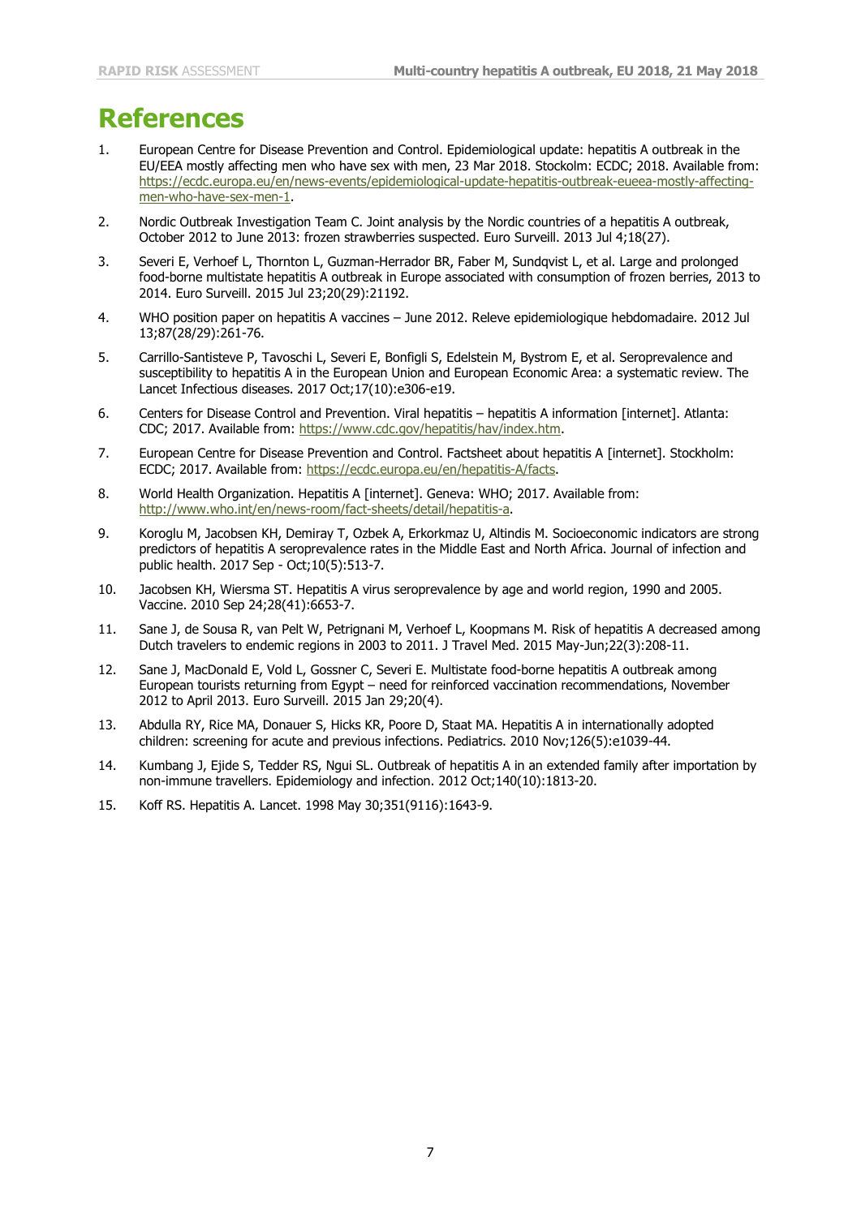# References

1. European Centre for Disease Prevention and Control. Epidemiological update: hepatitis A outbreak in the EU/EEA mostly affecting men who have sex with men, 23 Mar 2018. Stockolm: ECDC; 2018. Available from: [https://ecdc.europa.eu/en/news-events/epidemiological-update-hepatitis-outbreak-eueea-mostly-affecting-men-who-have-sex-men-1](https://ecdc.europa.eu/en/news-events/epidemiological-update-hepatitis-outbreak-eueea-mostly-affecting-men-who-have-sex-men-1).
2. Nordic Outbreak Investigation Team C. Joint analysis by the Nordic countries of a hepatitis A outbreak, October 2012 to June 2013: frozen strawberries suspected. Euro Surveill. 2013 Jul 4;18(27).
3. Severi E, Verhoef L, Thornton L, Guzman-Herrador BR, Faber M, Sundqvist L, et al. Large and prolonged food-borne multistate hepatitis A outbreak in Europe associated with consumption of frozen berries, 2013 to 2014. Euro Surveill. 2015 Jul 23;20(29):21192.
4. WHO position paper on hepatitis A vaccines – June 2012. Releve epidemiologique hebdomadaire. 2012 Jul 13;87(28/29):261-76.
5. Carrillo-Santisteve P, Tavoschi L, Severi E, Bonfigli S, Edelstein M, Bystrom E, et al. Seroprevalence and susceptibility to hepatitis A in the European Union and European Economic Area: a systematic review. The Lancet Infectious diseases. 2017 Oct;17(10):e306-e19.
6. Centers for Disease Control and Prevention. Viral hepatitis – hepatitis A information [internet]. Atlanta: CDC; 2017. Available from: [https://www.cdc.gov/hepatitis/hav/index.htm](https://www.cdc.gov/hepatitis/hav/index.htm).
7. European Centre for Disease Prevention and Control. Factsheet about hepatitis A [internet]. Stockholm: ECDC; 2017. Available from: [https://ecdc.europa.eu/en/hepatitis-A/facts](https://ecdc.europa.eu/en/hepatitis-A/facts).
8. World Health Organization. Hepatitis A [internet]. Geneva: WHO; 2017. Available from: [http://www.who.int/en/news-room/fact-sheets/detail/hepatitis-a](http://www.who.int/en/news-room/fact-sheets/detail/hepatitis-a).
9. Koroglu M, Jacobsen KH, Demiray T, Ozbek A, Erkorkmaz U, Altindis M. Socioeconomic indicators are strong predictors of hepatitis A seroprevalence rates in the Middle East and North Africa. Journal of infection and public health. 2017 Sep - Oct;10(5):513-7.
10. Jacobsen KH, Wiersma ST. Hepatitis A virus seroprevalence by age and world region, 1990 and 2005. Vaccine. 2010 Sep 24;28(41):6653-7.
11. Sane J, de Sousa R, van Pelt W, Petrignani M, Verhoef L, Koopmans M. Risk of hepatitis A decreased among Dutch travelers to endemic regions in 2003 to 2011. J Travel Med. 2015 May-Jun;22(3):208-11.
12. Sane J, MacDonald E, Vold L, Gossner C, Severi E. Multistate food-borne hepatitis A outbreak among European tourists returning from Egypt – need for reinforced vaccination recommendations, November 2012 to April 2013. Euro Surveill. 2015 Jan 29;20(4).
13. Abdulla RY, Rice MA, Donauer S, Hicks KR, Poore D, Staat MA. Hepatitis A in internationally adopted children: screening for acute and previous infections. Pediatrics. 2010 Nov;126(5):e1039-44.
14. Kumbang J, Ejide S, Tedder RS, Ngui SL. Outbreak of hepatitis A in an extended family after importation by non-immune travellers. Epidemiology and infection. 2012 Oct;140(10):1813-20.
15. Koff RS. Hepatitis A. Lancet. 1998 May 30;351(9116):1643-9.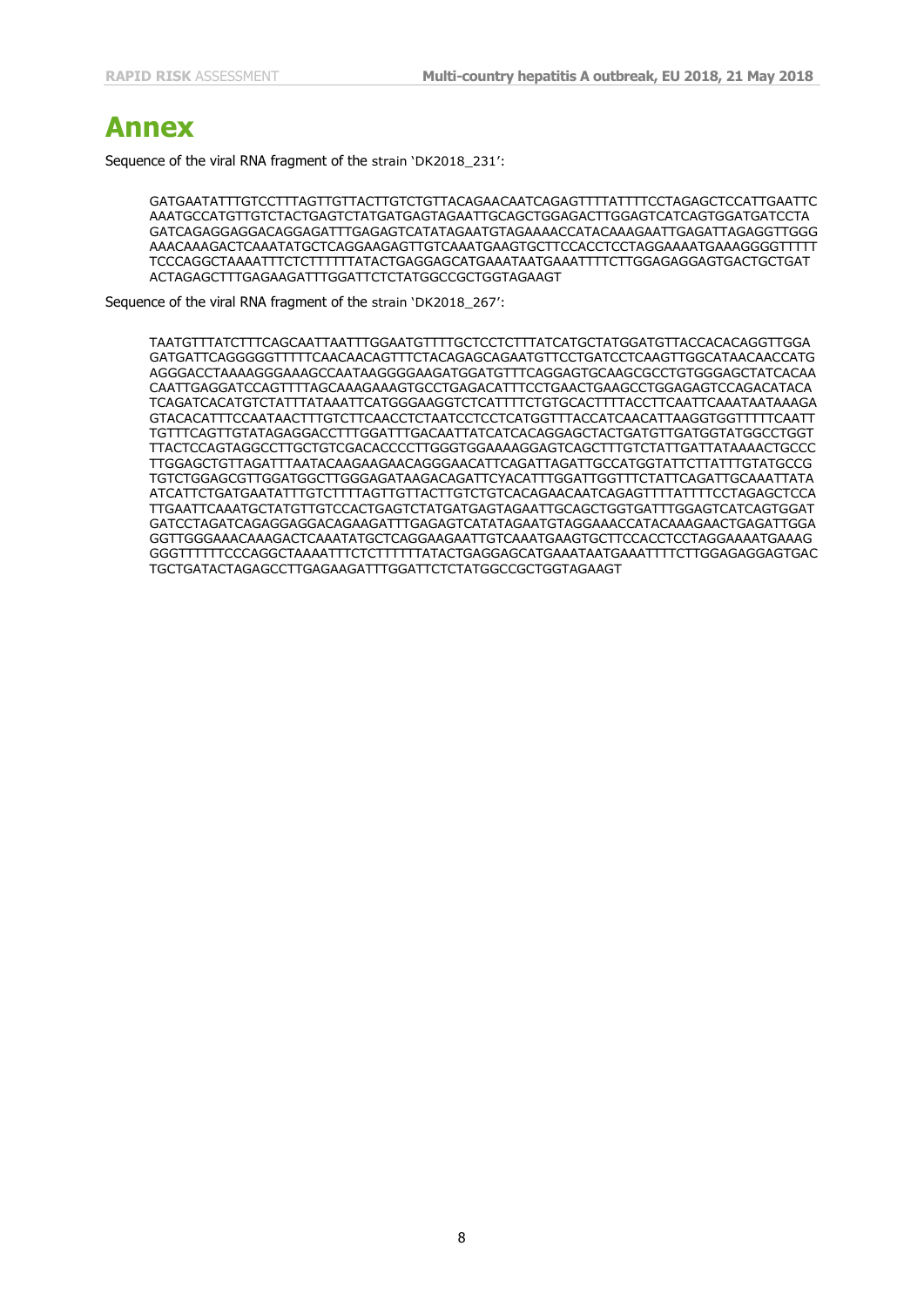# Annex

Sequence of the viral RNA fragment of the strain 'DK2018_231':

```
GATGAATATTTGTCCTTTAGTTGTTACTTGTCTGTTACAGAACAATCAGAGTTTTATTTTCCTAGAGCTCCATTGAATTC
AAATGCCATGTTGTCTACTGAGTCTATGATGAGTAGAATTGCAGCTGGAGACTTGGAGTCATCAGTGGATGATCCTA
GATCAGAGGAGGACAGGAGATTTGAGAGTCATATAGAATGTAGAAAACCATACAAAGAATTGAGATTAGAGGTTGGG
AAACAAAGACTCAAATATGCTCAGGAAGAGTTGTCAAATGAAGTGCTTCCACCTCCTAGGAAAATGAAAGGGGTTTTT
TCCCAGGCTAAAATTTCTCTTTTTTATACTGAGGAGCATGAAATAATGAAATTTTCTTGGAGAGGAGTGACTGCTGAT
ACTAGAGCTTTGAGAAGATTTGGATTCTCTATGGCCGCTGGTAGAAGT
```

Sequence of the viral RNA fragment of the strain 'DK2018_267':

```
TAATGTTTATCTTTCAGCAATTAATTTGGAATGTTTTGCTCCTCTTTATCATGCTATGGATGTTACCACACAGGTTGGA
GATGATTCAGGGGGTTTTTCAACAACAGTTTCTACAGAGCAGAATGTTCCTGATCCTCAAGTTGGCATAACAACCATG
AGGGACCTAAAAGGGAAAGCCAATAAGGGGAAGATGGATGTTTCAGGAGTGCAAGCGCCTGTGGGAGCTATCACAA
CAATTGAGGATCCAGTTTTAGCAAAGAAAGTGCCTGAGACATTTCCTGAACTGAAGCCTGGAGAGTCCAGACATACA
TCAGATCACATGTCTATTTATAAATTCATGGGAAGGTCTCATTTTCTGTGCACTTTTACCTTCAATTCAAATAATAAAGA
GTACACATTTCCAATAACTTTGTCTTCAACCTCTAATCCTCCTCATGGTTTACCATCAACATTAAGGTGGTTTTTCAATT
TGTTTCAGTTGTATAGAGGACCTTTGGATTTGACAATTATCATCACAGGAGCTACTGATGTTGATGGTATGGCCTGGT
TTACTCCAGTAGGCCTTGCTGTCGACACCCCTTGGGTGGAAAAGGAGTCAGCTTTGTCTATTGATTATAAAACTGCCC
TTGGAGCTGTTAGATTTAATACAAGAAGAACAGGGAACATTCAGATTAGATTGCCATGGTATTCTTATTTGTATGCCG
TGTCTGGAGCGTTGGATGGCTTGGGAGATAAGACAGATTCYACATTTGGATTGGTTTCTATTCAGATTGCAAATTATA
ATCATTCTGATGAATATTTGTCTTTTAGTTGTTACTTGTCTGTCACAGAACAATCAGAGTTTTATTTTCCTAGAGCTCCA
TTGAATTCAAATGCTATGTTGTCCACTGAGTCTATGATGAGTAGAATTGCAGCTGGTGATTTGGAGTCATCAGTGGAT
GATCCTAGATCAGAGGAGGACAGAAGATTTGAGAGTCATATAGAATGTAGGAAACCATACAAAGAACTGAGATTGGA
GGTTGGGAAACAAAGACTCAAATATGCTCAGGAAGAATTGTCAAATGAAGTGCTTCCACCTCCTAGGAAAATGAAAG
GGGTTTTTTCCCAGGCTAAAATTTCTCTTTTTTATACTGAGGAGCATGAAATAATGAAATTTTCTTGGAGAGGAGTGAC
TGCTGATACTAGAGCCTTGAGAAGATTTGGATTCTCTATGGCCGCTGGTAGAAGT
```